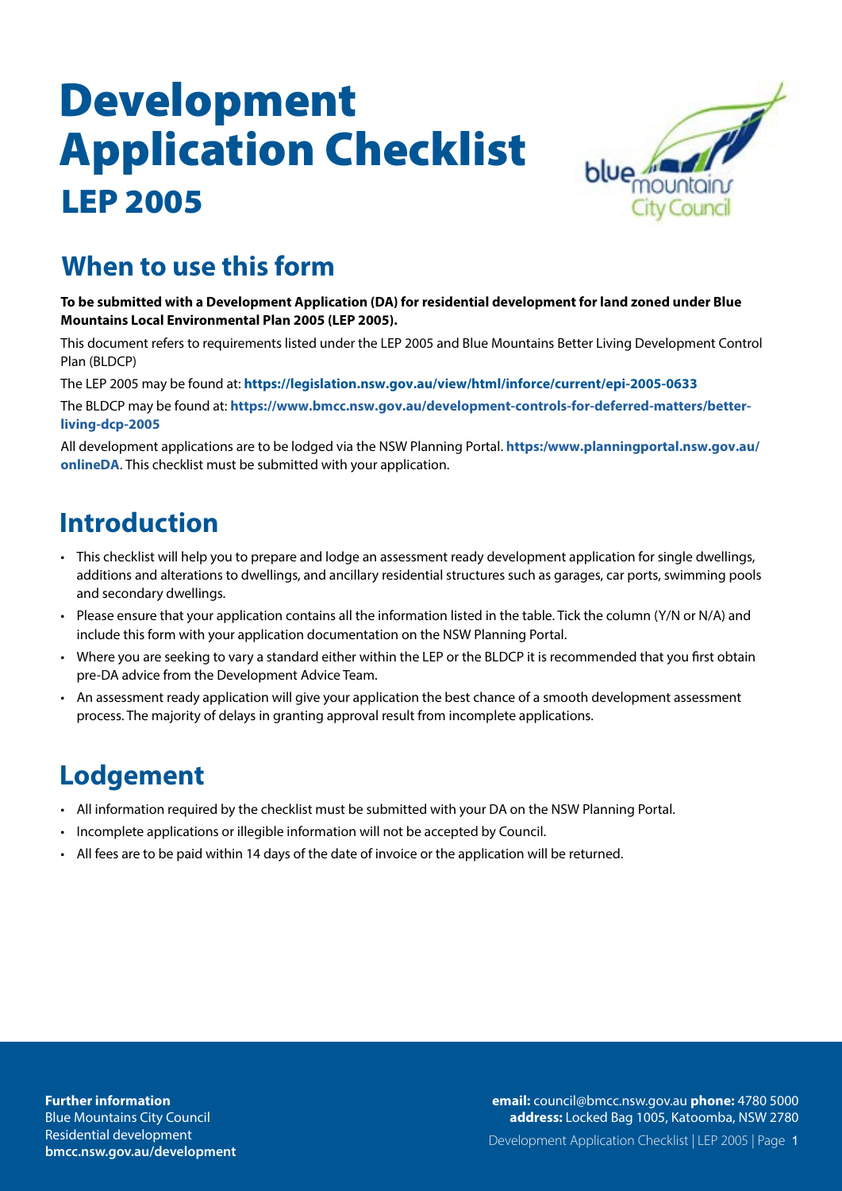# Development Application Checklist

## LEP 2005

## When to use this form

**To be submitted with a Development Application (DA) for residential development for land zoned under Blue Mountains Local Environmental Plan 2005 (LEP 2005).**

This document refers to requirements listed under the LEP 2005 and Blue Mountains Better Living Development Control Plan (BLDCP)

The LEP 2005 may be found at: **https://legislation.nsw.gov.au/view/html/inforce/current/epi-2005-0633**

The BLDCP may be found at: **https://www.bmcc.nsw.gov.au/development-controls-for-deferred-matters/better-living-dcp-2005**

All development applications are to be lodged via the NSW Planning Portal. **https:/www.planningportal.nsw.gov.au/onlineDA**. This checklist must be submitted with your application.

## Introduction

- This checklist will help you to prepare and lodge an assessment ready development application for single dwellings, additions and alterations to dwellings, and ancillary residential structures such as garages, car ports, swimming pools and secondary dwellings.
- Please ensure that your application contains all the information listed in the table. Tick the column (Y/N or N/A) and include this form with your application documentation on the NSW Planning Portal.
- Where you are seeking to vary a standard either within the LEP or the BLDCP it is recommended that you first obtain pre-DA advice from the Development Advice Team.
- An assessment ready application will give your application the best chance of a smooth development assessment process. The majority of delays in granting approval result from incomplete applications.

## Lodgement

- All information required by the checklist must be submitted with your DA on the NSW Planning Portal.
- Incomplete applications or illegible information will not be accepted by Council.
- All fees are to be paid within 14 days of the date of invoice or the application will be returned.

**Further information**
Blue Mountains City Council
Residential development
**bmcc.nsw.gov.au/development**

**email:** council@bmcc.nsw.gov.au **phone:** 4780 5000
**address:** Locked Bag 1005, Katoomba, NSW 2780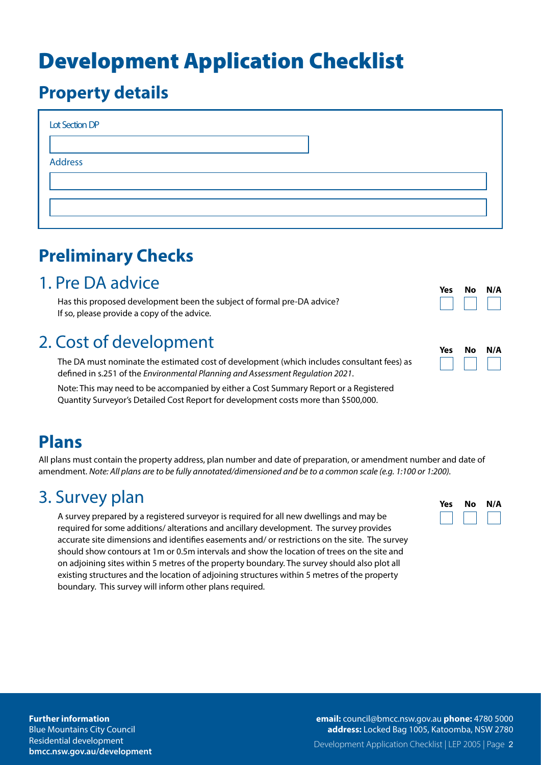# Development Application Checklist

## Property details

Lot Section DP

Address

## Preliminary Checks

### 1. Pre DA advice

Yes No N/A

Has this proposed development been the subject of formal pre-DA advice?
If so, please provide a copy of the advice.

### 2. Cost of development

Yes No N/A

The DA must nominate the estimated cost of development (which includes consultant fees) as defined in s.251 of the *Environmental Planning and Assessment Regulation 2021*.

Note: This may need to be accompanied by either a Cost Summary Report or a Registered Quantity Surveyor's Detailed Cost Report for development costs more than $500,000.

## Plans

All plans must contain the property address, plan number and date of preparation, or amendment number and date of amendment. *Note: All plans are to be fully annotated/dimensioned and be to a common scale (e.g. 1:100 or 1:200).*

### 3. Survey plan

Yes No N/A

A survey prepared by a registered surveyor is required for all new dwellings and may be required for some additions/ alterations and ancillary development. The survey provides accurate site dimensions and identifies easements and/ or restrictions on the site. The survey should show contours at 1m or 0.5m intervals and show the location of trees on the site and on adjoining sites within 5 metres of the property boundary. The survey should also plot all existing structures and the location of adjoining structures within 5 metres of the property boundary. This survey will inform other plans required.

**Further information**
Blue Mountains City Council
Residential development
**bmcc.nsw.gov.au/development**

**email:** council@bmcc.nsw.gov.au **phone:** 4780 5000
**address:** Locked Bag 1005, Katoomba, NSW 2780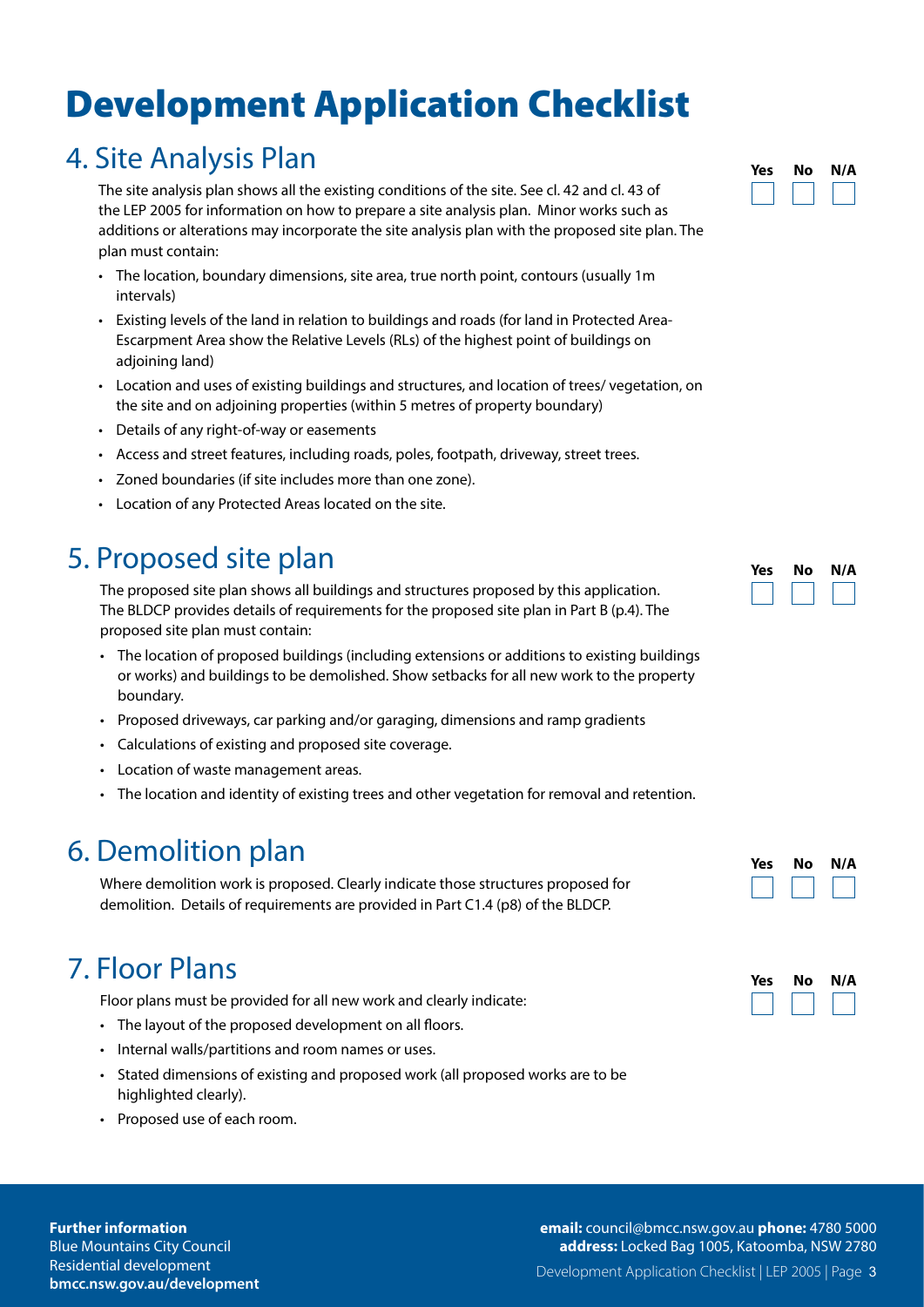# Development Application Checklist

## 4. Site Analysis Plan

Yes ☐ No ☐ N/A ☐

The site analysis plan shows all the existing conditions of the site. See cl. 42 and cl. 43 of the LEP 2005 for information on how to prepare a site analysis plan. Minor works such as additions or alterations may incorporate the site analysis plan with the proposed site plan. The plan must contain:

- The location, boundary dimensions, site area, true north point, contours (usually 1m intervals)
- Existing levels of the land in relation to buildings and roads (for land in Protected Area-Escarpment Area show the Relative Levels (RLs) of the highest point of buildings on adjoining land)
- Location and uses of existing buildings and structures, and location of trees/ vegetation, on the site and on adjoining properties (within 5 metres of property boundary)
- Details of any right-of-way or easements
- Access and street features, including roads, poles, footpath, driveway, street trees.
- Zoned boundaries (if site includes more than one zone).
- Location of any Protected Areas located on the site.

## 5. Proposed site plan

Yes ☐ No ☐ N/A ☐

The proposed site plan shows all buildings and structures proposed by this application. The BLDCP provides details of requirements for the proposed site plan in Part B (p.4). The proposed site plan must contain:

- The location of proposed buildings (including extensions or additions to existing buildings or works) and buildings to be demolished. Show setbacks for all new work to the property boundary.
- Proposed driveways, car parking and/or garaging, dimensions and ramp gradients
- Calculations of existing and proposed site coverage.
- Location of waste management areas.
- The location and identity of existing trees and other vegetation for removal and retention.

## 6. Demolition plan

Yes ☐ No ☐ N/A ☐

Where demolition work is proposed. Clearly indicate those structures proposed for demolition. Details of requirements are provided in Part C1.4 (p8) of the BLDCP.

## 7. Floor Plans

Yes ☐ No ☐ N/A ☐

Floor plans must be provided for all new work and clearly indicate:

- The layout of the proposed development on all floors.
- Internal walls/partitions and room names or uses.
- Stated dimensions of existing and proposed work (all proposed works are to be highlighted clearly).
- Proposed use of each room.

**Further information**
Blue Mountains City Council
Residential development
**bmcc.nsw.gov.au/development**

**email:** council@bmcc.nsw.gov.au **phone:** 4780 5000
**address:** Locked Bag 1005, Katoomba, NSW 2780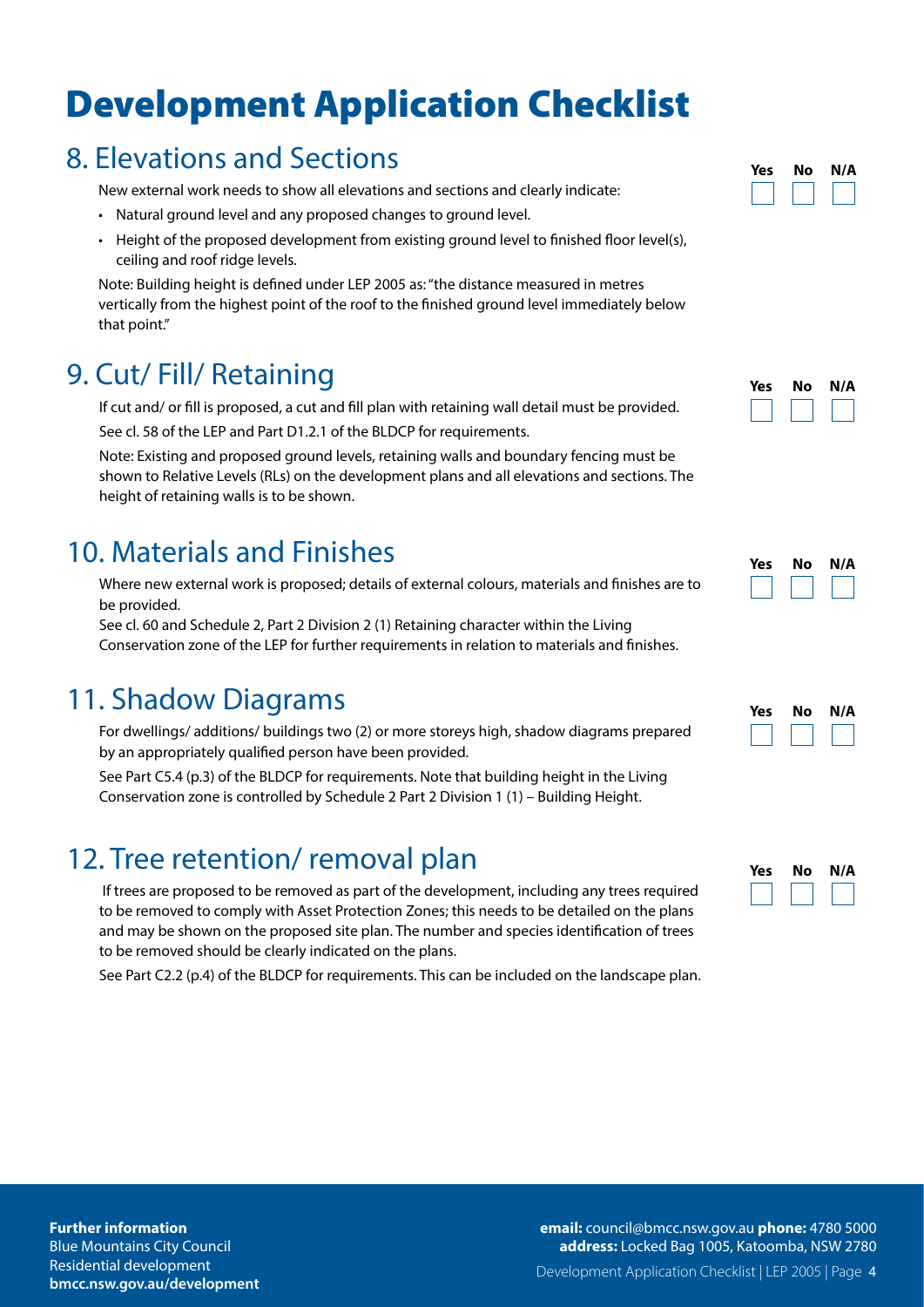# Development Application Checklist

## 8. Elevations and Sections

Yes No N/A

New external work needs to show all elevations and sections and clearly indicate:

- Natural ground level and any proposed changes to ground level.
- Height of the proposed development from existing ground level to finished floor level(s), ceiling and roof ridge levels.

Note: Building height is defined under LEP 2005 as: "the distance measured in metres vertically from the highest point of the roof to the finished ground level immediately below that point."

## 9. Cut/ Fill/ Retaining

Yes No N/A

If cut and/ or fill is proposed, a cut and fill plan with retaining wall detail must be provided.

See cl. 58 of the LEP and Part D1.2.1 of the BLDCP for requirements.

Note: Existing and proposed ground levels, retaining walls and boundary fencing must be shown to Relative Levels (RLs) on the development plans and all elevations and sections. The height of retaining walls is to be shown.

## 10. Materials and Finishes

Yes No N/A

Where new external work is proposed; details of external colours, materials and finishes are to be provided.

See cl. 60 and Schedule 2, Part 2 Division 2 (1) Retaining character within the Living Conservation zone of the LEP for further requirements in relation to materials and finishes.

## 11. Shadow Diagrams

Yes No N/A

For dwellings/ additions/ buildings two (2) or more storeys high, shadow diagrams prepared by an appropriately qualified person have been provided.

See Part C5.4 (p.3) of the BLDCP for requirements. Note that building height in the Living Conservation zone is controlled by Schedule 2 Part 2 Division 1 (1) – Building Height.

## 12. Tree retention/ removal plan

Yes No N/A

If trees are proposed to be removed as part of the development, including any trees required to be removed to comply with Asset Protection Zones; this needs to be detailed on the plans and may be shown on the proposed site plan. The number and species identification of trees to be removed should be clearly indicated on the plans.

See Part C2.2 (p.4) of the BLDCP for requirements. This can be included on the landscape plan.

**Further information**
Blue Mountains City Council
Residential development
**bmcc.nsw.gov.au/development**

**email:** council@bmcc.nsw.gov.au **phone:** 4780 5000
**address:** Locked Bag 1005, Katoomba, NSW 2780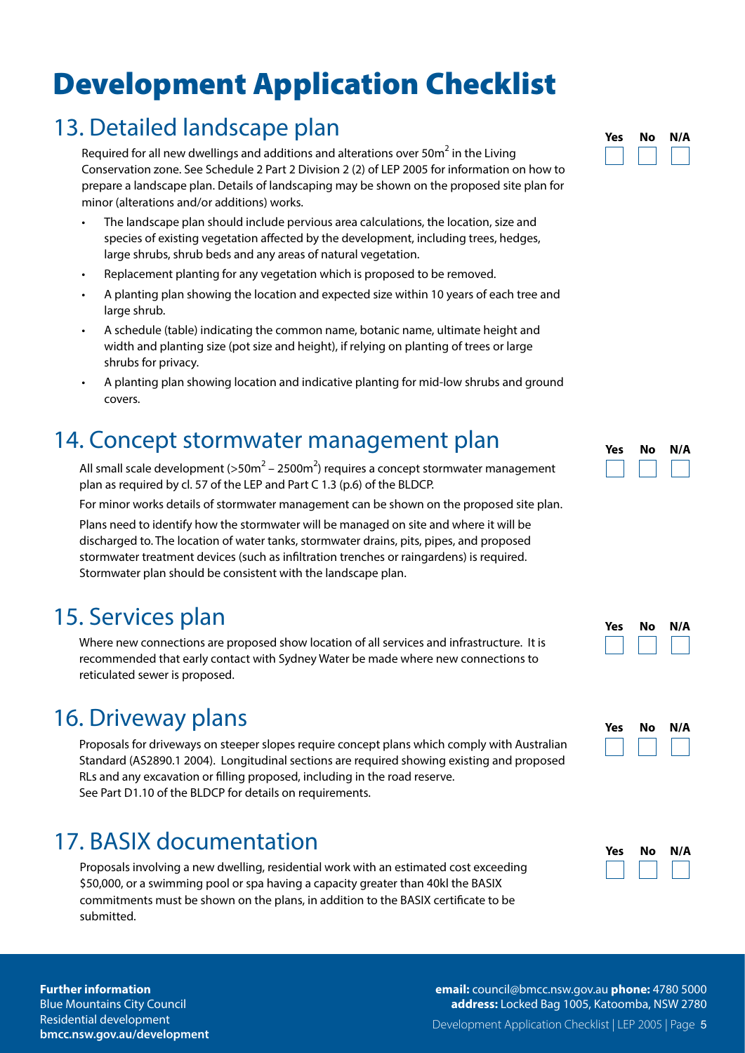# Development Application Checklist

## 13. Detailed landscape plan

Yes ☐ No ☐ N/A ☐

Required for all new dwellings and additions and alterations over $50m^2$ in the Living Conservation zone. See Schedule 2 Part 2 Division 2 (2) of LEP 2005 for information on how to prepare a landscape plan. Details of landscaping may be shown on the proposed site plan for minor (alterations and/or additions) works.

- The landscape plan should include pervious area calculations, the location, size and species of existing vegetation affected by the development, including trees, hedges, large shrubs, shrub beds and any areas of natural vegetation.
- Replacement planting for any vegetation which is proposed to be removed.
- A planting plan showing the location and expected size within 10 years of each tree and large shrub.
- A schedule (table) indicating the common name, botanic name, ultimate height and width and planting size (pot size and height), if relying on planting of trees or large shrubs for privacy.
- A planting plan showing location and indicative planting for mid-low shrubs and ground covers.

## 14. Concept stormwater management plan

Yes ☐ No ☐ N/A ☐

All small scale development ($>50m^2$ – $2500m^2$) requires a concept stormwater management plan as required by cl. 57 of the LEP and Part C 1.3 (p.6) of the BLDCP.

For minor works details of stormwater management can be shown on the proposed site plan.

Plans need to identify how the stormwater will be managed on site and where it will be discharged to. The location of water tanks, stormwater drains, pits, pipes, and proposed stormwater treatment devices (such as infiltration trenches or raingardens) is required. Stormwater plan should be consistent with the landscape plan.

## 15. Services plan

Yes ☐ No ☐ N/A ☐

Where new connections are proposed show location of all services and infrastructure. It is recommended that early contact with Sydney Water be made where new connections to reticulated sewer is proposed.

## 16. Driveway plans

Yes ☐ No ☐ N/A ☐

Proposals for driveways on steeper slopes require concept plans which comply with Australian Standard (AS2890.1 2004). Longitudinal sections are required showing existing and proposed RLs and any excavation or filling proposed, including in the road reserve.
See Part D1.10 of the BLDCP for details on requirements.

## 17. BASIX documentation

Yes ☐ No ☐ N/A ☐

Proposals involving a new dwelling, residential work with an estimated cost exceeding $50,000, or a swimming pool or spa having a capacity greater than 40kl the BASIX commitments must be shown on the plans, in addition to the BASIX certificate to be submitted.

**Further information**
Blue Mountains City Council
Residential development
**bmcc.nsw.gov.au/development**

**email:** council@bmcc.nsw.gov.au **phone:** 4780 5000
**address:** Locked Bag 1005, Katoomba, NSW 2780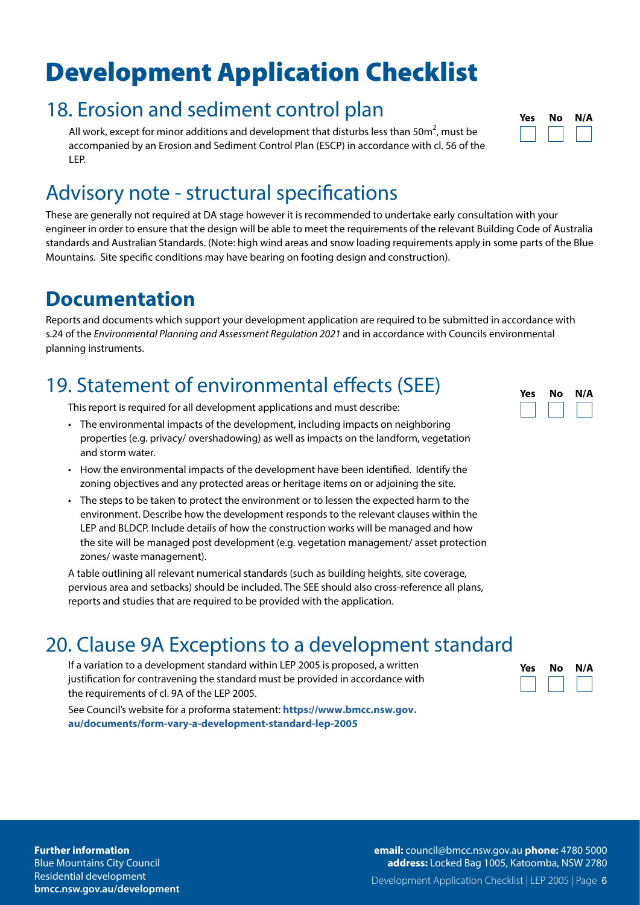# Development Application Checklist

## 18. Erosion and sediment control plan

All work, except for minor additions and development that disturbs less than $50m^2$, must be accompanied by an Erosion and Sediment Control Plan (ESCP) in accordance with cl. 56 of the LEP.

| Yes | No | N/A |
|---|---|---|
| ☐ | ☐ | ☐ |

## Advisory note - structural specifications

These are generally not required at DA stage however it is recommended to undertake early consultation with your engineer in order to ensure that the design will be able to meet the requirements of the relevant Building Code of Australia standards and Australian Standards. (Note: high wind areas and snow loading requirements apply in some parts of the Blue Mountains. Site specific conditions may have bearing on footing design and construction).

# Documentation

Reports and documents which support your development application are required to be submitted in accordance with s.24 of the *Environmental Planning and Assessment Regulation 2021* and in accordance with Councils environmental planning instruments.

## 19. Statement of environmental effects (SEE)

This report is required for all development applications and must describe:

- The environmental impacts of the development, including impacts on neighboring properties (e.g. privacy/ overshadowing) as well as impacts on the landform, vegetation and storm water.
- How the environmental impacts of the development have been identified. Identify the zoning objectives and any protected areas or heritage items on or adjoining the site.
- The steps to be taken to protect the environment or to lessen the expected harm to the environment. Describe how the development responds to the relevant clauses within the LEP and BLDCP. Include details of how the construction works will be managed and how the site will be managed post development (e.g. vegetation management/ asset protection zones/ waste management).

A table outlining all relevant numerical standards (such as building heights, site coverage, pervious area and setbacks) should be included. The SEE should also cross-reference all plans, reports and studies that are required to be provided with the application.

| Yes | No | N/A |
|---|---|---|
| ☐ | ☐ | ☐ |

## 20. Clause 9A Exceptions to a development standard

If a variation to a development standard within LEP 2005 is proposed, a written justification for contravening the standard must be provided in accordance with the requirements of cl. 9A of the LEP 2005.

See Council's website for a proforma statement: **https://www.bmcc.nsw.gov.au/documents/form-vary-a-development-standard-lep-2005**

| Yes | No | N/A |
|---|---|---|
| ☐ | ☐ | ☐ |

**Further information**
Blue Mountains City Council
Residential development
**bmcc.nsw.gov.au/development**

**email:** council@bmcc.nsw.gov.au **phone:** 4780 5000
**address:** Locked Bag 1005, Katoomba, NSW 2780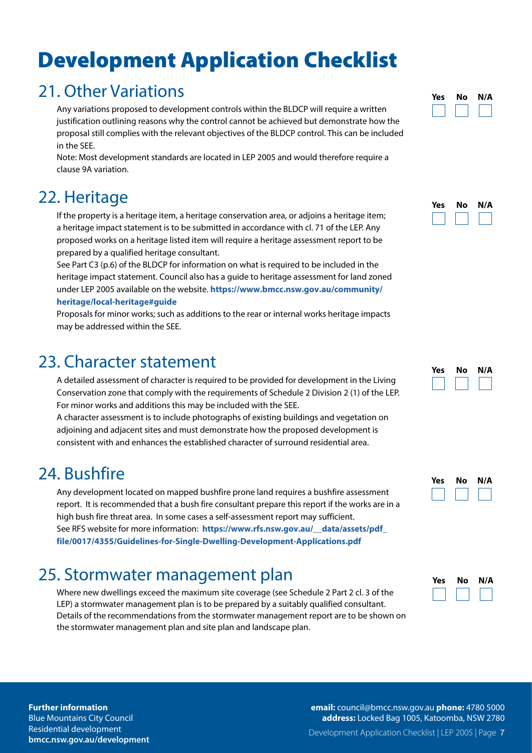# Development Application Checklist

## 21. Other Variations

Yes ☐ No ☐ N/A ☐

Any variations proposed to development controls within the BLDCP will require a written justification outlining reasons why the control cannot be achieved but demonstrate how the proposal still complies with the relevant objectives of the BLDCP control. This can be included in the SEE.

Note: Most development standards are located in LEP 2005 and would therefore require a clause 9A variation.

## 22. Heritage

Yes ☐ No ☐ N/A ☐

If the property is a heritage item, a heritage conservation area, or adjoins a heritage item; a heritage impact statement is to be submitted in accordance with cl. 71 of the LEP. Any proposed works on a heritage listed item will require a heritage assessment report to be prepared by a qualified heritage consultant.

See Part C3 (p.6) of the BLDCP for information on what is required to be included in the heritage impact statement. Council also has a guide to heritage assessment for land zoned under LEP 2005 available on the website. **https://www.bmcc.nsw.gov.au/community/heritage/local-heritage#guide**

Proposals for minor works; such as additions to the rear or internal works heritage impacts may be addressed within the SEE.

## 23. Character statement

Yes ☐ No ☐ N/A ☐

A detailed assessment of character is required to be provided for development in the Living Conservation zone that comply with the requirements of Schedule 2 Division 2 (1) of the LEP. For minor works and additions this may be included with the SEE.

A character assessment is to include photographs of existing buildings and vegetation on adjoining and adjacent sites and must demonstrate how the proposed development is consistent with and enhances the established character of surround residential area.

## 24. Bushfire

Yes ☐ No ☐ N/A ☐

Any development located on mapped bushfire prone land requires a bushfire assessment report. It is recommended that a bush fire consultant prepare this report if the works are in a high bush fire threat area. In some cases a self-assessment report may sufficient.

See RFS website for more information: **https://www.rfs.nsw.gov.au/__data/assets/pdf_file/0017/4355/Guidelines-for-Single-Dwelling-Development-Applications.pdf**

## 25. Stormwater management plan

Yes ☐ No ☐ N/A ☐

Where new dwellings exceed the maximum site coverage (see Schedule 2 Part 2 cl. 3 of the LEP) a stormwater management plan is to be prepared by a suitably qualified consultant. Details of the recommendations from the stormwater management report are to be shown on the stormwater management plan and site plan and landscape plan.

**Further information**
Blue Mountains City Council
Residential development
**bmcc.nsw.gov.au/development**

**email:** council@bmcc.nsw.gov.au **phone:** 4780 5000
**address:** Locked Bag 1005, Katoomba, NSW 2780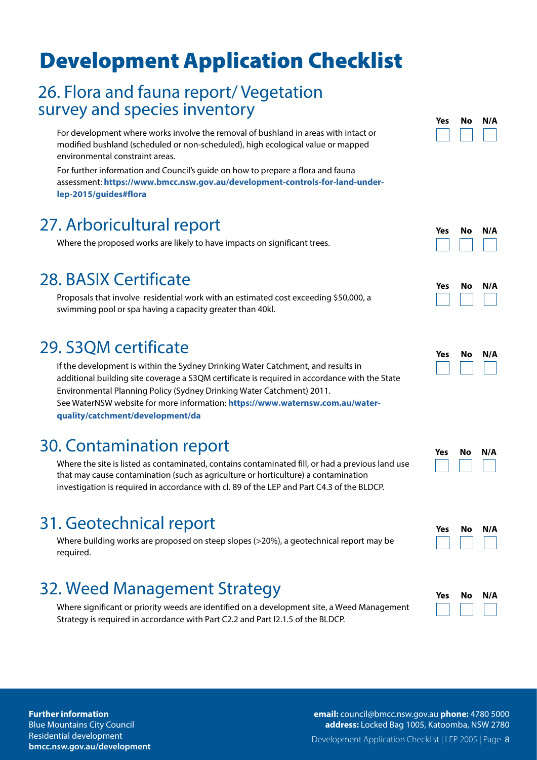# Development Application Checklist

## 26. Flora and fauna report/ Vegetation survey and species inventory

For development where works involve the removal of bushland in areas with intact or modified bushland (scheduled or non-scheduled), high ecological value or mapped environmental constraint areas.

For further information and Council's guide on how to prepare a flora and fauna assessment: **https://www.bmcc.nsw.gov.au/development-controls-for-land-under-lep-2015/guides#flora**

Yes ☐ No ☐ N/A ☐

## 27. Arboricultural report

Where the proposed works are likely to have impacts on significant trees.

Yes ☐ No ☐ N/A ☐

## 28. BASIX Certificate

Proposals that involve residential work with an estimated cost exceeding $50,000, a swimming pool or spa having a capacity greater than 40kl.

Yes ☐ No ☐ N/A ☐

## 29. S3QM certificate

If the development is within the Sydney Drinking Water Catchment, and results in additional building site coverage a S3QM certificate is required in accordance with the State Environmental Planning Policy (Sydney Drinking Water Catchment) 2011.
See WaterNSW website for more information: **https://www.waternsw.com.au/water-quality/catchment/development/da**

Yes ☐ No ☐ N/A ☐

## 30. Contamination report

Where the site is listed as contaminated, contains contaminated fill, or had a previous land use that may cause contamination (such as agriculture or horticulture) a contamination investigation is required in accordance with cl. 89 of the LEP and Part C4.3 of the BLDCP.

Yes ☐ No ☐ N/A ☐

## 31. Geotechnical report

Where building works are proposed on steep slopes (>20%), a geotechnical report may be required.

Yes ☐ No ☐ N/A ☐

## 32. Weed Management Strategy

Where significant or priority weeds are identified on a development site, a Weed Management Strategy is required in accordance with Part C2.2 and Part I2.1.5 of the BLDCP.

Yes ☐ No ☐ N/A ☐

**Further information**
Blue Mountains City Council
Residential development
**bmcc.nsw.gov.au/development**

**email:** council@bmcc.nsw.gov.au **phone:** 4780 5000
**address:** Locked Bag 1005, Katoomba, NSW 2780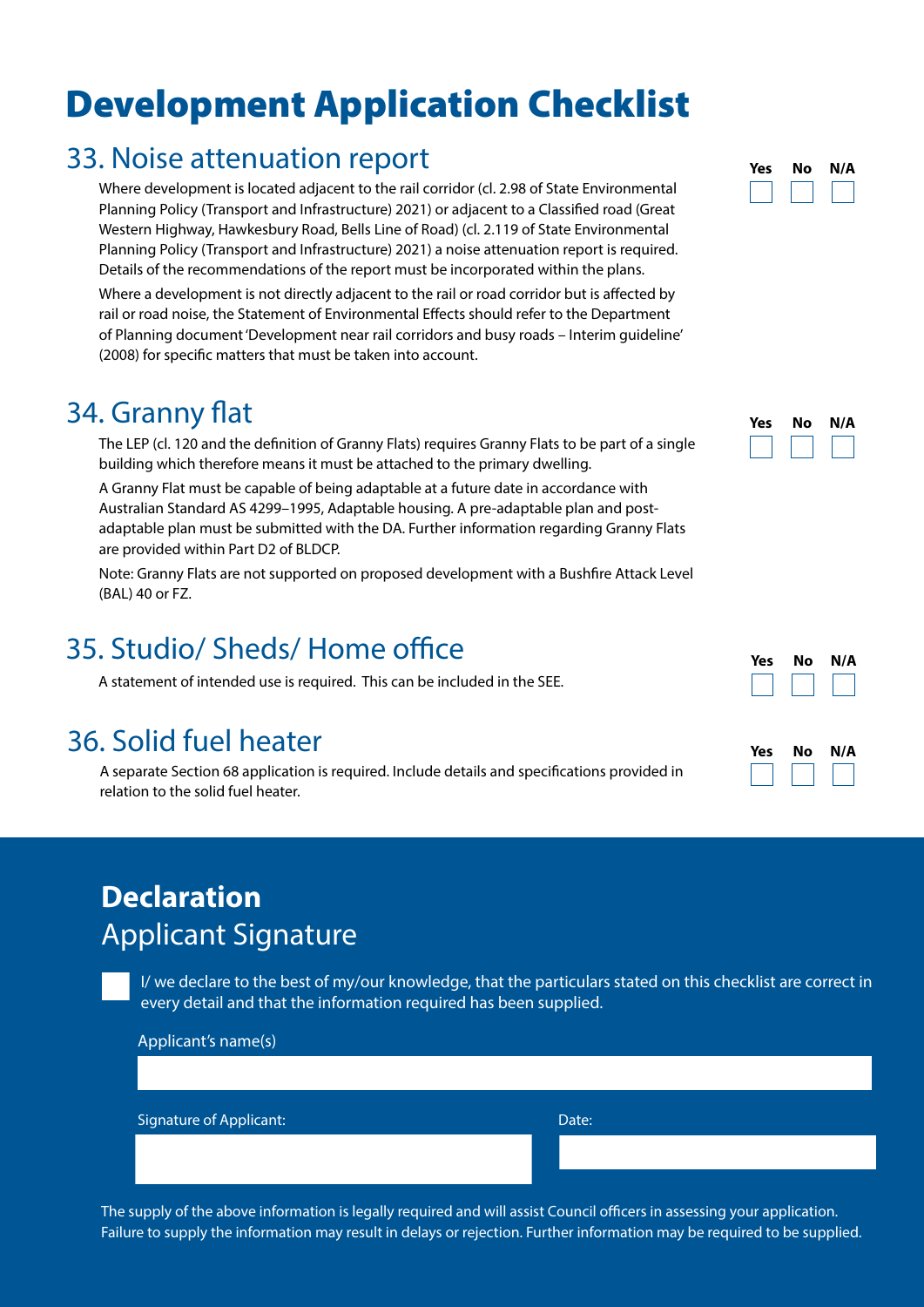# Development Application Checklist

## 33. Noise attenuation report

Yes No N/A

Where development is located adjacent to the rail corridor (cl. 2.98 of State Environmental Planning Policy (Transport and Infrastructure) 2021) or adjacent to a Classified road (Great Western Highway, Hawkesbury Road, Bells Line of Road) (cl. 2.119 of State Environmental Planning Policy (Transport and Infrastructure) 2021) a noise attenuation report is required. Details of the recommendations of the report must be incorporated within the plans.

Where a development is not directly adjacent to the rail or road corridor but is affected by rail or road noise, the Statement of Environmental Effects should refer to the Department of Planning document 'Development near rail corridors and busy roads – Interim guideline' (2008) for specific matters that must be taken into account.

## 34. Granny flat

Yes No N/A

The LEP (cl. 120 and the definition of Granny Flats) requires Granny Flats to be part of a single building which therefore means it must be attached to the primary dwelling.

A Granny Flat must be capable of being adaptable at a future date in accordance with Australian Standard AS 4299–1995, Adaptable housing. A pre-adaptable plan and post-adaptable plan must be submitted with the DA. Further information regarding Granny Flats are provided within Part D2 of BLDCP.

Note: Granny Flats are not supported on proposed development with a Bushfire Attack Level (BAL) 40 or FZ.

## 35. Studio/ Sheds/ Home office

Yes No N/A

A statement of intended use is required. This can be included in the SEE.

## 36. Solid fuel heater

Yes No N/A

A separate Section 68 application is required. Include details and specifications provided in relation to the solid fuel heater.

## Declaration

### Applicant Signature

I/ we declare to the best of my/our knowledge, that the particulars stated on this checklist are correct in every detail and that the information required has been supplied.

Applicant's name(s)

Signature of Applicant:

Date:

The supply of the above information is legally required and will assist Council officers in assessing your application. Failure to supply the information may result in delays or rejection. Further information may be required to be supplied.